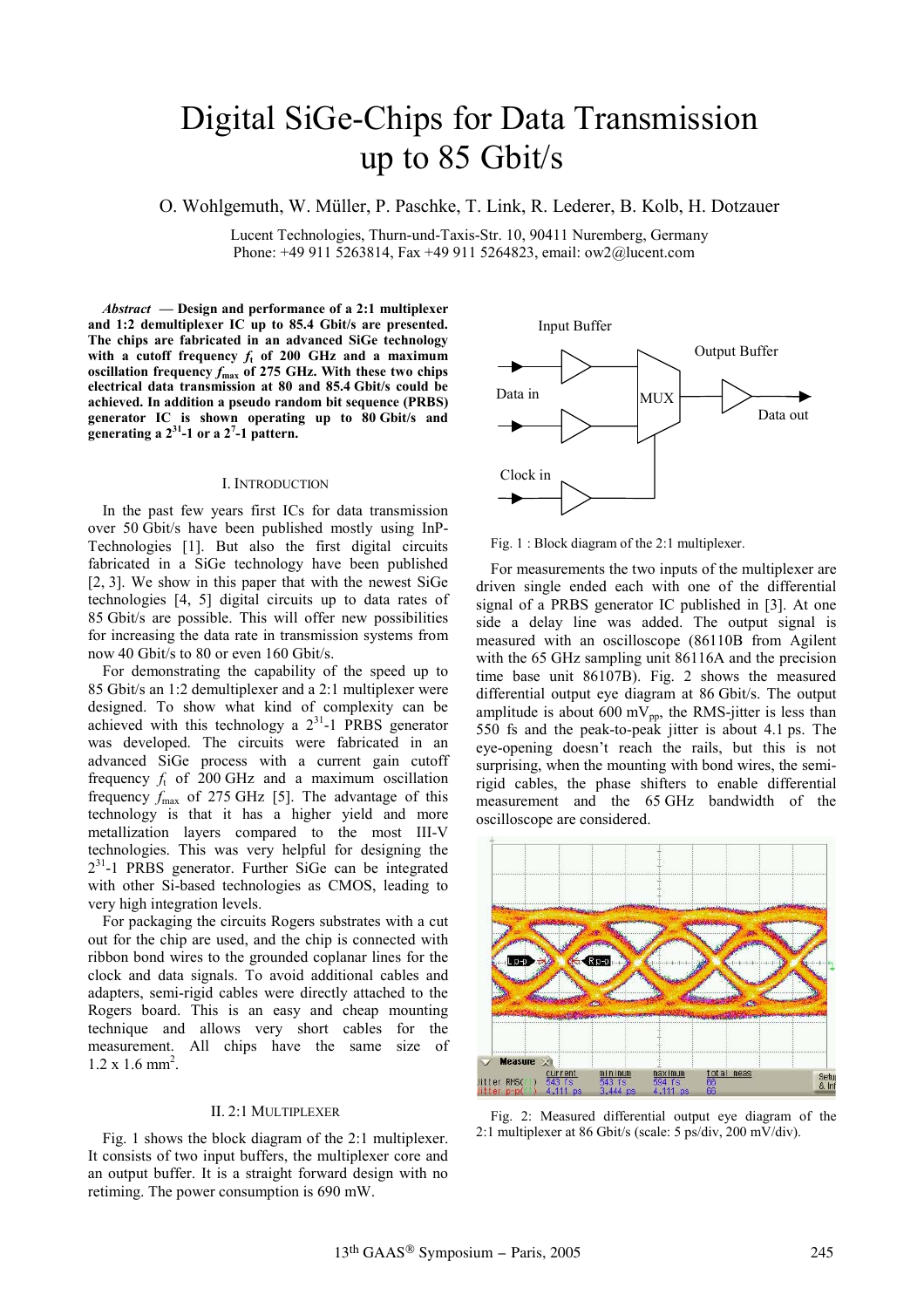# Digital SiGe-Chips for Data Transmission up to 85 Gbit/s

O. Wohlgemuth, W. Müller, P. Paschke, T. Link, R. Lederer, B. Kolb, H. Dotzauer

Lucent Technologies, Thurn-und-Taxis-Str. 10, 90411 Nuremberg, Germany
Phone: +49 911 5263814, Fax +49 911 5264823, email: ow2@lucent.com

***Abstract* — Design and performance of a 2:1 multiplexer and 1:2 demultiplexer IC up to 85.4 Gbit/s are presented. The chips are fabricated in an advanced SiGe technology with a cutoff frequency $f_t$ of 200 GHz and a maximum oscillation frequency $f_{max}$ of 275 GHz. With these two chips electrical data transmission at 80 and 85.4 Gbit/s could be achieved. In addition a pseudo random bit sequence (PRBS) generator IC is shown operating up to 80 Gbit/s and generating a $2^{31}$-1 or a $2^7$-1 pattern.**

## I. Introduction

In the past few years first ICs for data transmission over 50 Gbit/s have been published mostly using InP-Technologies [1]. But also the first digital circuits fabricated in a SiGe technology have been published [2, 3]. We show in this paper that with the newest SiGe technologies [4, 5] digital circuits up to data rates of 85 Gbit/s are possible. This will offer new possibilities for increasing the data rate in transmission systems from now 40 Gbit/s to 80 or even 160 Gbit/s.

For demonstrating the capability of the speed up to 85 Gbit/s an 1:2 demultiplexer and a 2:1 multiplexer were designed. To show what kind of complexity can be achieved with this technology a $2^{31}$-1 PRBS generator was developed. The circuits were fabricated in an advanced SiGe process with a current gain cutoff frequency $f_t$ of 200 GHz and a maximum oscillation frequency $f_{max}$ of 275 GHz [5]. The advantage of this technology is that it has a higher yield and more metallization layers compared to the most III-V technologies. This was very helpful for designing the $2^{31}$-1 PRBS generator. Further SiGe can be integrated with other Si-based technologies as CMOS, leading to very high integration levels.

For packaging the circuits Rogers substrates with a cut out for the chip are used, and the chip is connected with ribbon bond wires to the grounded coplanar lines for the clock and data signals. To avoid additional cables and adapters, semi-rigid cables were directly attached to the Rogers board. This is an easy and cheap mounting technique and allows very short cables for the measurement. All chips have the same size of 1.2 x 1.6 mm$^2$.

## II. 2:1 Multiplexer

Fig. 1 shows the block diagram of the 2:1 multiplexer. It consists of two input buffers, the multiplexer core and an output buffer. It is a straight forward design with no retiming. The power consumption is 690 mW.

Fig. 1 : Block diagram of the 2:1 multiplexer.

For measurements the two inputs of the multiplexer are driven single ended each with one of the differential signal of a PRBS generator IC published in [3]. At one side a delay line was added. The output signal is measured with an oscilloscope (86110B from Agilent with the 65 GHz sampling unit 86116A and the precision time base unit 86107B). Fig. 2 shows the measured differential output eye diagram at 86 Gbit/s. The output amplitude is about 600 mV$_{pp}$, the RMS-jitter is less than 550 fs and the peak-to-peak jitter is about 4.1 ps. The eye-opening doesn't reach the rails, but this is not surprising, when the mounting with bond wires, the semi-rigid cables, the phase shifters to enable differential measurement and the 65 GHz bandwidth of the oscilloscope are considered.

Fig. 2: Measured differential output eye diagram of the 2:1 multiplexer at 86 Gbit/s (scale: 5 ps/div, 200 mV/div).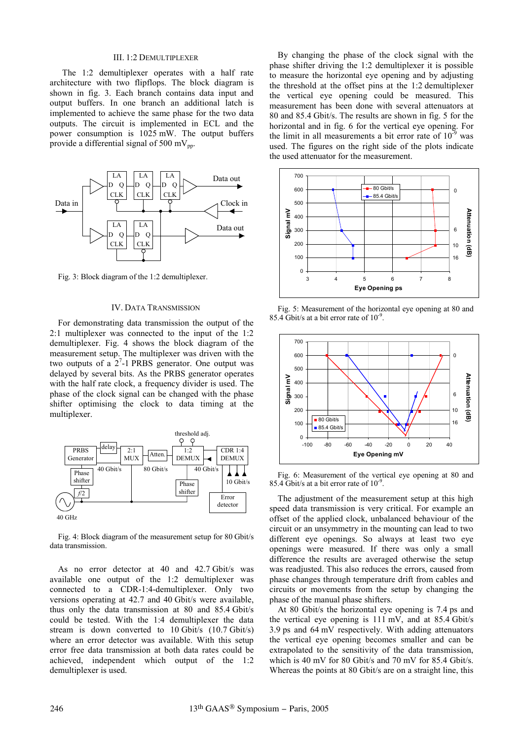## III. 1:2 DEMULTIPLEXER

The 1:2 demultiplexer operates with a half rate architecture with two flipflops. The block diagram is shown in fig. 3. Each branch contains data input and output buffers. In one branch an additional latch is implemented to achieve the same phase for the two data outputs. The circuit is implemented in ECL and the power consumption is 1025 mW. The output buffers provide a differential signal of 500 $mV_{pp}$.

Fig. 3: Block diagram of the 1:2 demultiplexer.

## IV. DATA TRANSMISSION

For demonstrating data transmission the output of the 2:1 multiplexer was connected to the input of the 1:2 demultiplexer. Fig. 4 shows the block diagram of the measurement setup. The multiplexer was driven with the two outputs of a $2^7$-1 PRBS generator. One output was delayed by several bits. As the PRBS generator operates with the half rate clock, a frequency divider is used. The phase of the clock signal can be changed with the phase shifter optimising the clock to data timing at the multiplexer.

Fig. 4: Block diagram of the measurement setup for 80 Gbit/s data transmission.

As no error detector at 40 and 42.7 Gbit/s was available one output of the 1:2 demultiplexer was connected to a CDR-1:4-demultiplexer. Only two versions operating at 42.7 and 40 Gbit/s were available, thus only the data transmission at 80 and 85.4 Gbit/s could be tested. With the 1:4 demultiplexer the data stream is down converted to 10 Gbit/s (10.7 Gbit/s) where an error detector was available. With this setup error free data transmission at both data rates could be achieved, independent which output of the 1:2 demultiplexer is used.

By changing the phase of the clock signal with the phase shifter driving the 1:2 demultiplexer it is possible to measure the horizontal eye opening and by adjusting the threshold at the offset pins at the 1:2 demultiplexer the vertical eye opening could be measured. This measurement has been done with several attenuators at 80 and 85.4 Gbit/s. The results are shown in fig. 5 for the horizontal and in fig. 6 for the vertical eye opening. For the limit in all measurements a bit error rate of $10^{-9}$ was used. The figures on the right side of the plots indicate the used attenuator for the measurement.

Fig. 5: Measurement of the horizontal eye opening at 80 and 85.4 Gbit/s at a bit error rate of $10^{-9}$.

Fig. 6: Measurement of the vertical eye opening at 80 and 85.4 Gbit/s at a bit error rate of $10^{-9}$.

The adjustment of the measurement setup at this high speed data transmission is very critical. For example an offset of the applied clock, unbalanced behaviour of the circuit or an unsymmetry in the mounting can lead to two different eye openings. So always at least two eye openings were measured. If there was only a small difference the results are averaged otherwise the setup was readjusted. This also reduces the errors, caused from phase changes through temperature drift from cables and circuits or movements from the setup by changing the phase of the manual phase shifters.

At 80 Gbit/s the horizontal eye opening is 7.4 ps and the vertical eye opening is 111 mV, and at 85.4 Gbit/s 3.9 ps and 64 mV respectively. With adding attenuators the vertical eye opening becomes smaller and can be extrapolated to the sensitivity of the data transmission, which is 40 mV for 80 Gbit/s and 70 mV for 85.4 Gbit/s. Whereas the points at 80 Gbit/s are on a straight line, this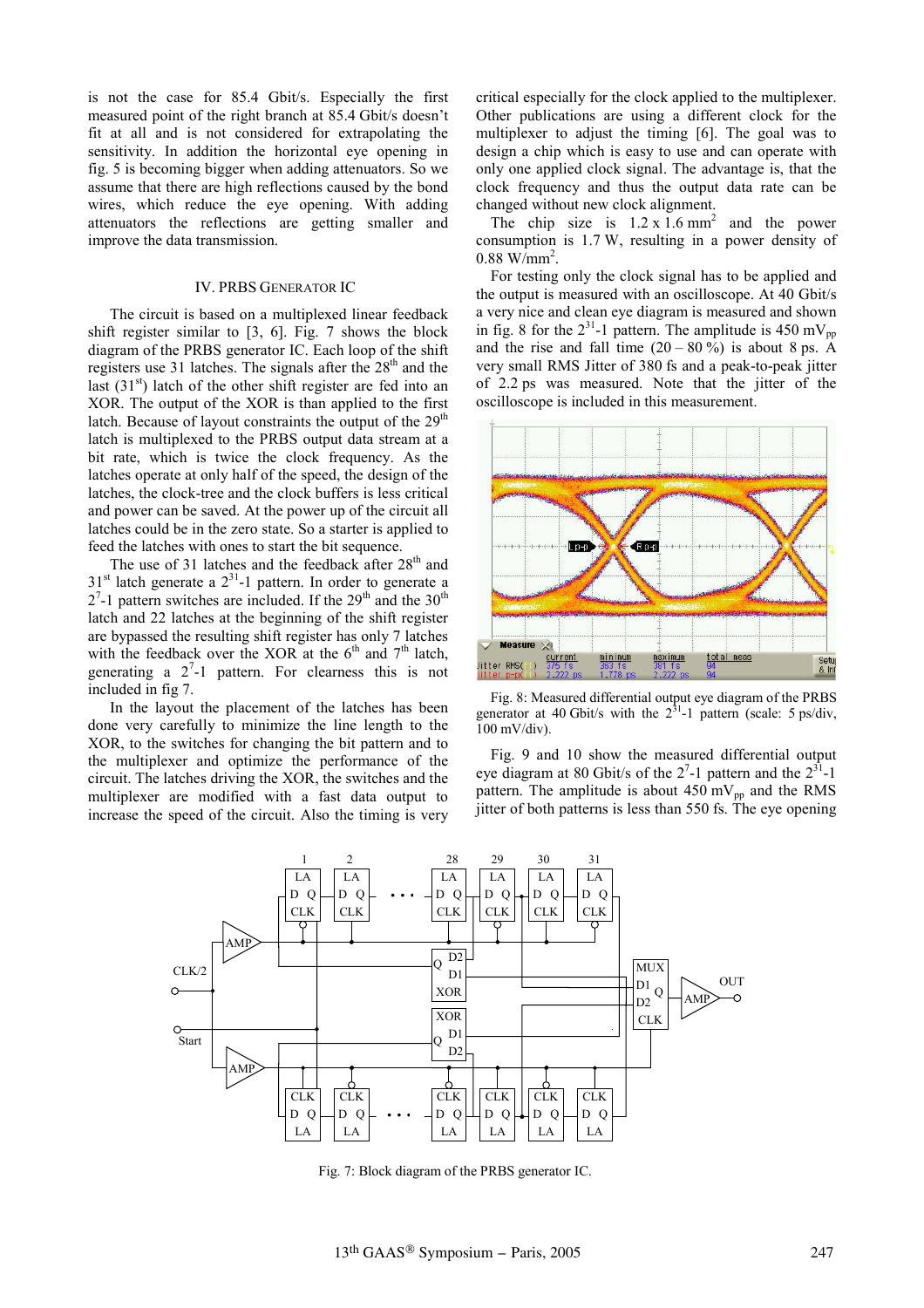is not the case for 85.4 Gbit/s. Especially the first measured point of the right branch at 85.4 Gbit/s doesn't fit at all and is not considered for extrapolating the sensitivity. In addition the horizontal eye opening in fig. 5 is becoming bigger when adding attenuators. So we assume that there are high reflections caused by the bond wires, which reduce the eye opening. With adding attenuators the reflections are getting smaller and improve the data transmission.

## IV. PRBS GENERATOR IC

The circuit is based on a multiplexed linear feedback shift register similar to [3, 6]. Fig. 7 shows the block diagram of the PRBS generator IC. Each loop of the shift registers use 31 latches. The signals after the 28th and the last (31st) latch of the other shift register are fed into an XOR. The output of the XOR is than applied to the first latch. Because of layout constraints the output of the 29th latch is multiplexed to the PRBS output data stream at a bit rate, which is twice the clock frequency. As the latches operate at only half of the speed, the design of the latches, the clock-tree and the clock buffers is less critical and power can be saved. At the power up of the circuit all latches could be in the zero state. So a starter is applied to feed the latches with ones to start the bit sequence.

The use of 31 latches and the feedback after 28th and 31st latch generate a $2^{31}$-1 pattern. In order to generate a $2^{7}$-1 pattern switches are included. If the 29th and the 30th latch and 22 latches at the beginning of the shift register are bypassed the resulting shift register has only 7 latches with the feedback over the XOR at the 6th and 7th latch, generating a $2^{7}$-1 pattern. For clearness this is not included in fig 7.

In the layout the placement of the latches has been done very carefully to minimize the line length to the XOR, to the switches for changing the bit pattern and to the multiplexer and optimize the performance of the circuit. The latches driving the XOR, the switches and the multiplexer are modified with a fast data output to increase the speed of the circuit. Also the timing is very critical especially for the clock applied to the multiplexer. Other publications are using a different clock for the multiplexer to adjust the timing [6]. The goal was to design a chip which is easy to use and can operate with only one applied clock signal. The advantage is, that the clock frequency and thus the output data rate can be changed without new clock alignment.

The chip size is 1.2 x 1.6 mm² and the power consumption is 1.7 W, resulting in a power density of 0.88 W/mm².

For testing only the clock signal has to be applied and the output is measured with an oscilloscope. At 40 Gbit/s a very nice and clean eye diagram is measured and shown in fig. 8 for the $2^{31}$-1 pattern. The amplitude is 450 $mV_{pp}$ and the rise and fall time (20 – 80 %) is about 8 ps. A very small RMS Jitter of 380 fs and a peak-to-peak jitter of 2.2 ps was measured. Note that the jitter of the oscilloscope is included in this measurement.

Fig. 8: Measured differential output eye diagram of the PRBS generator at 40 Gbit/s with the $2^{31}$-1 pattern (scale: 5 ps/div, 100 mV/div).

Fig. 9 and 10 show the measured differential output eye diagram at 80 Gbit/s of the $2^{7}$-1 pattern and the $2^{31}$-1 pattern. The amplitude is about 450 $mV_{pp}$ and the RMS jitter of both patterns is less than 550 fs. The eye opening

Fig. 7: Block diagram of the PRBS generator IC.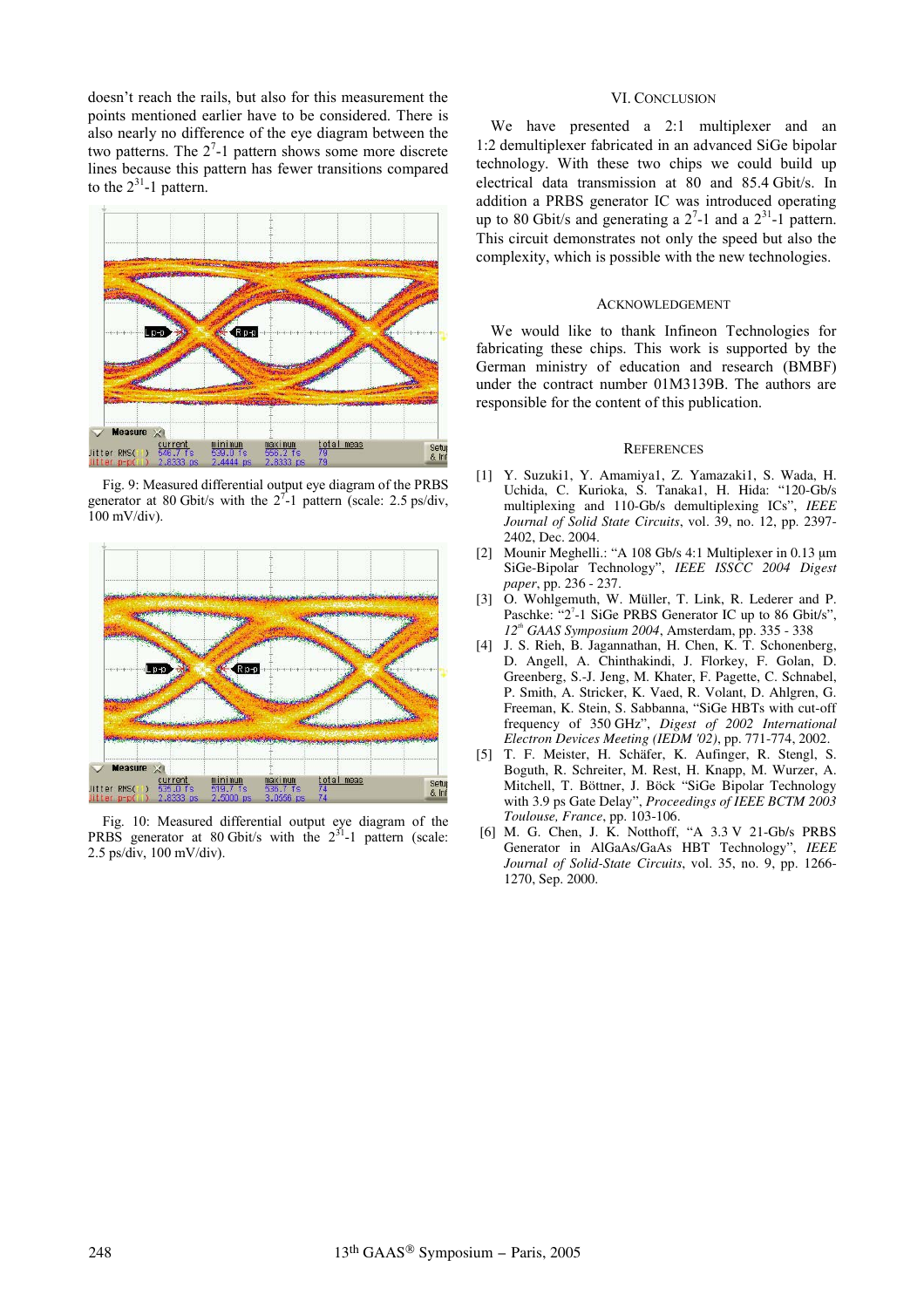doesn't reach the rails, but also for this measurement the points mentioned earlier have to be considered. There is also nearly no difference of the eye diagram between the two patterns. The $2^7$-1 pattern shows some more discrete lines because this pattern has fewer transitions compared to the $2^{31}$-1 pattern.

Lp-p
Rp-p
Measure
current minimum maximum total meas
Jitter RMS( ) 546.7 fs 539.0 fs 556.2 fs 79
Jitter p-p( ) 2.8333 ps 2.4444 ps 2.8333 ps 79
Setup & Info

Fig. 9: Measured differential output eye diagram of the PRBS generator at 80 Gbit/s with the $2^7$-1 pattern (scale: 2.5 ps/div, 100 mV/div).

Lp-p
Rp-p
Measure
current minimum maximum total meas
Jitter RMS( ) 535.0 fs 519.7 fs 536.7 fs 74
Jitter p-p( ) 2.8333 ps 2.5000 ps 3.0556 ps 74
Setup & Info

Fig. 10: Measured differential output eye diagram of the PRBS generator at 80 Gbit/s with the $2^{31}$-1 pattern (scale: 2.5 ps/div, 100 mV/div).

## VI. Conclusion

We have presented a 2:1 multiplexer and an 1:2 demultiplexer fabricated in an advanced SiGe bipolar technology. With these two chips we could build up electrical data transmission at 80 and 85.4 Gbit/s. In addition a PRBS generator IC was introduced operating up to 80 Gbit/s and generating a $2^7$-1 and a $2^{31}$-1 pattern. This circuit demonstrates not only the speed but also the complexity, which is possible with the new technologies.

## Acknowledgement

We would like to thank Infineon Technologies for fabricating these chips. This work is supported by the German ministry of education and research (BMBF) under the contract number 01M3139B. The authors are responsible for the content of this publication.

## References

[1] Y. Suzuki1, Y. Amamiya1, Z. Yamazaki1, S. Wada, H. Uchida, C. Kurioka, S. Tanaka1, H. Hida: "120-Gb/s multiplexing and 110-Gb/s demultiplexing ICs", *IEEE Journal of Solid State Circuits*, vol. 39, no. 12, pp. 2397-2402, Dec. 2004.

[2] Mounir Meghelli.: "A 108 Gb/s 4:1 Multiplexer in 0.13 µm SiGe-Bipolar Technology", *IEEE ISSCC 2004 Digest paper*, pp. 236 - 237.

[3] O. Wohlgemuth, W. Müller, T. Link, R. Lederer and P. Paschke: "$2^7$-1 SiGe PRBS Generator IC up to 86 Gbit/s", *12th GAAS Symposium 2004*, Amsterdam, pp. 335 - 338

[4] J. S. Rieh, B. Jagannathan, H. Chen, K. T. Schonenberg, D. Angell, A. Chinthakindi, J. Florkey, F. Golan, D. Greenberg, S.-J. Jeng, M. Khater, F. Pagette, C. Schnabel, P. Smith, A. Stricker, K. Vaed, R. Volant, D. Ahlgren, G. Freeman, K. Stein, S. Sabbanna, "SiGe HBTs with cut-off frequency of 350 GHz", *Digest of 2002 International Electron Devices Meeting (IEDM '02)*, pp. 771-774, 2002.

[5] T. F. Meister, H. Schäfer, K. Aufinger, R. Stengl, S. Boguth, R. Schreiter, M. Rest, H. Knapp, M. Wurzer, A. Mitchell, T. Böttner, J. Böck "SiGe Bipolar Technology with 3.9 ps Gate Delay", *Proceedings of IEEE BCTM 2003 Toulouse, France*, pp. 103-106.

[6] M. G. Chen, J. K. Notthoff, "A 3.3 V 21-Gb/s PRBS Generator in AlGaAs/GaAs HBT Technology", *IEEE Journal of Solid-State Circuits*, vol. 35, no. 9, pp. 1266-1270, Sep. 2000.